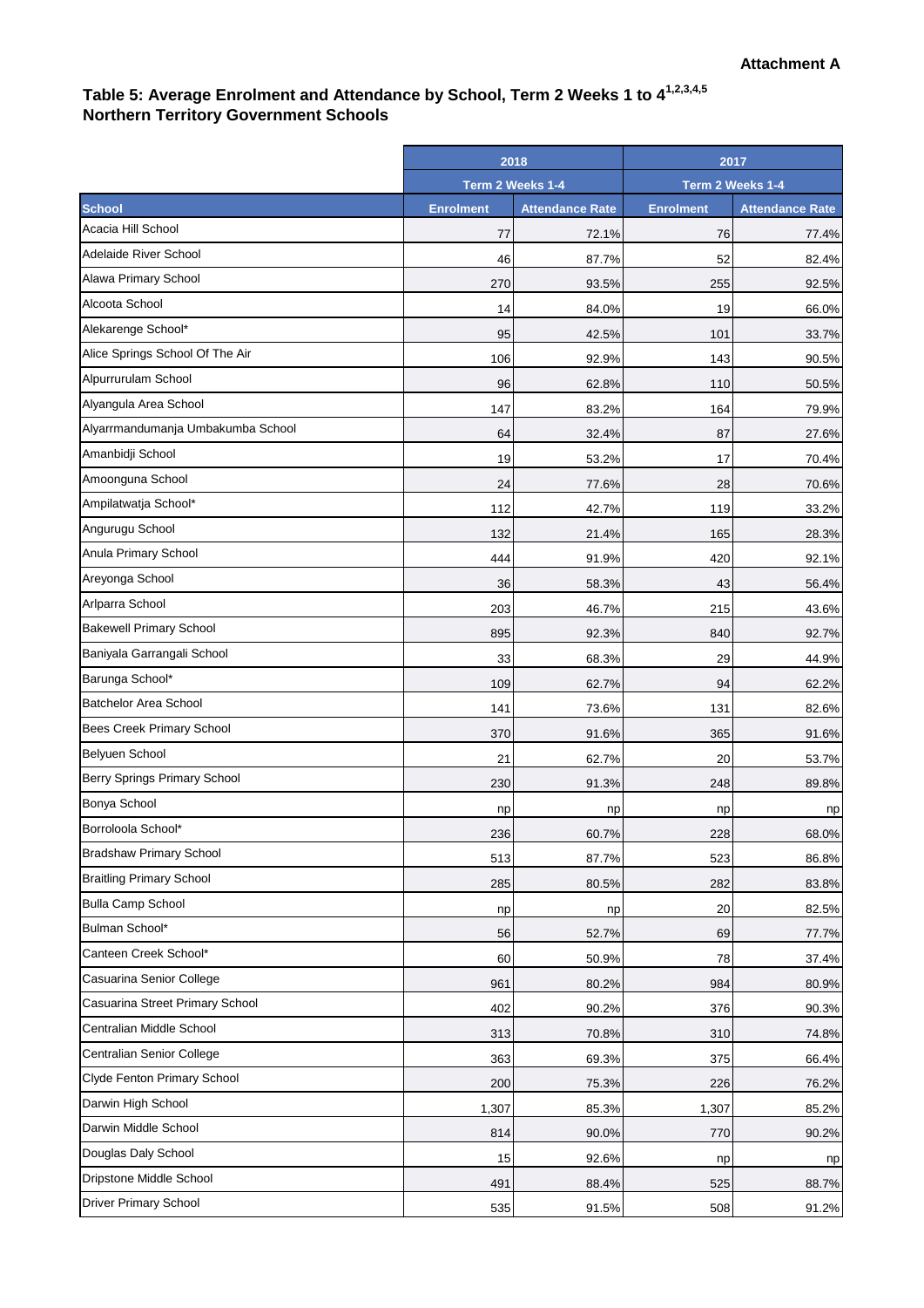**Attachment A**

## Table 5: Average Enrolment and Attendance by School, Term 2 Weeks 1 to 4[1,2,3,4,5]
## Northern Territory Government Schools

| | 2018 | | 2017 | |
|---|---|---|---|---|
| | Term 2 Weeks 1-4 | | Term 2 Weeks 1-4 | |
| **School** | **Enrolment** | **Attendance Rate** | **Enrolment** | **Attendance Rate** |
| Acacia Hill School | 77 | 72.1% | 76 | 77.4% |
| Adelaide River School | 46 | 87.7% | 52 | 82.4% |
| Alawa Primary School | 270 | 93.5% | 255 | 92.5% |
| Alcoota School | 14 | 84.0% | 19 | 66.0% |
| Alekarenge School* | 95 | 42.5% | 101 | 33.7% |
| Alice Springs School Of The Air | 106 | 92.9% | 143 | 90.5% |
| Alpurrurulam School | 96 | 62.8% | 110 | 50.5% |
| Alyangula Area School | 147 | 83.2% | 164 | 79.9% |
| Alyarrmandumanja Umbakumba School | 64 | 32.4% | 87 | 27.6% |
| Amanbidji School | 19 | 53.2% | 17 | 70.4% |
| Amoonguna School | 24 | 77.6% | 28 | 70.6% |
| Ampilatwatja School* | 112 | 42.7% | 119 | 33.2% |
| Angurugu School | 132 | 21.4% | 165 | 28.3% |
| Anula Primary School | 444 | 91.9% | 420 | 92.1% |
| Areyonga School | 36 | 58.3% | 43 | 56.4% |
| Arlparra School | 203 | 46.7% | 215 | 43.6% |
| Bakewell Primary School | 895 | 92.3% | 840 | 92.7% |
| Baniyala Garrangali School | 33 | 68.3% | 29 | 44.9% |
| Barunga School* | 109 | 62.7% | 94 | 62.2% |
| Batchelor Area School | 141 | 73.6% | 131 | 82.6% |
| Bees Creek Primary School | 370 | 91.6% | 365 | 91.6% |
| Belyuen School | 21 | 62.7% | 20 | 53.7% |
| Berry Springs Primary School | 230 | 91.3% | 248 | 89.8% |
| Bonya School | np | np | np | np |
| Borroloola School* | 236 | 60.7% | 228 | 68.0% |
| Bradshaw Primary School | 513 | 87.7% | 523 | 86.8% |
| Braitling Primary School | 285 | 80.5% | 282 | 83.8% |
| Bulla Camp School | np | np | 20 | 82.5% |
| Bulman School* | 56 | 52.7% | 69 | 77.7% |
| Canteen Creek School* | 60 | 50.9% | 78 | 37.4% |
| Casuarina Senior College | 961 | 80.2% | 984 | 80.9% |
| Casuarina Street Primary School | 402 | 90.2% | 376 | 90.3% |
| Centralian Middle School | 313 | 70.8% | 310 | 74.8% |
| Centralian Senior College | 363 | 69.3% | 375 | 66.4% |
| Clyde Fenton Primary School | 200 | 75.3% | 226 | 76.2% |
| Darwin High School | 1,307 | 85.3% | 1,307 | 85.2% |
| Darwin Middle School | 814 | 90.0% | 770 | 90.2% |
| Douglas Daly School | 15 | 92.6% | np | np |
| Dripstone Middle School | 491 | 88.4% | 525 | 88.7% |
| Driver Primary School | 535 | 91.5% | 508 | 91.2% |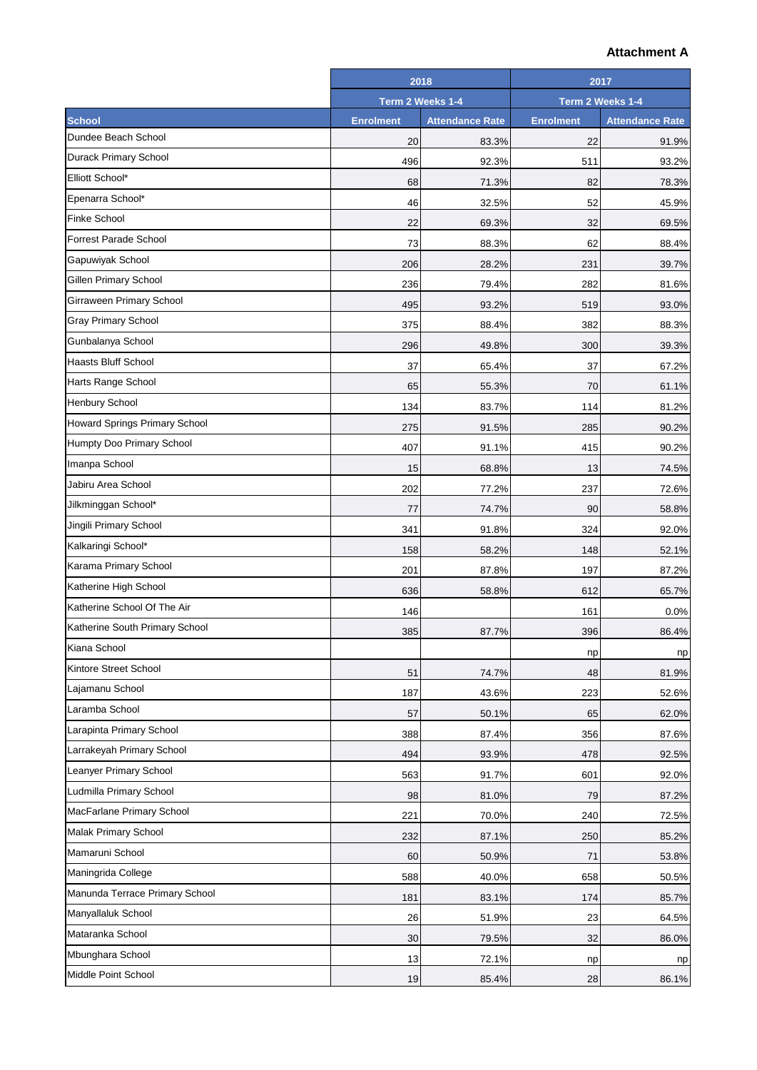**Attachment A**

| | 2018 | | 2017 | |
|---|---|---|---|---|
| | Term 2 Weeks 1-4 | | Term 2 Weeks 1-4 | |
| **School** | **Enrolment** | **Attendance Rate** | **Enrolment** | **Attendance Rate** |
| Dundee Beach School | 20 | 83.3% | 22 | 91.9% |
| Durack Primary School | 496 | 92.3% | 511 | 93.2% |
| Elliott School* | 68 | 71.3% | 82 | 78.3% |
| Epenarra School* | 46 | 32.5% | 52 | 45.9% |
| Finke School | 22 | 69.3% | 32 | 69.5% |
| Forrest Parade School | 73 | 88.3% | 62 | 88.4% |
| Gapuwiyak School | 206 | 28.2% | 231 | 39.7% |
| Gillen Primary School | 236 | 79.4% | 282 | 81.6% |
| Girraween Primary School | 495 | 93.2% | 519 | 93.0% |
| Gray Primary School | 375 | 88.4% | 382 | 88.3% |
| Gunbalanya School | 296 | 49.8% | 300 | 39.3% |
| Haasts Bluff School | 37 | 65.4% | 37 | 67.2% |
| Harts Range School | 65 | 55.3% | 70 | 61.1% |
| Henbury School | 134 | 83.7% | 114 | 81.2% |
| Howard Springs Primary School | 275 | 91.5% | 285 | 90.2% |
| Humpty Doo Primary School | 407 | 91.1% | 415 | 90.2% |
| Imanpa School | 15 | 68.8% | 13 | 74.5% |
| Jabiru Area School | 202 | 77.2% | 237 | 72.6% |
| Jilkminggan School* | 77 | 74.7% | 90 | 58.8% |
| Jingili Primary School | 341 | 91.8% | 324 | 92.0% |
| Kalkaringi School* | 158 | 58.2% | 148 | 52.1% |
| Karama Primary School | 201 | 87.8% | 197 | 87.2% |
| Katherine High School | 636 | 58.8% | 612 | 65.7% |
| Katherine School Of The Air | 146 | | 161 | 0.0% |
| Katherine South Primary School | 385 | 87.7% | 396 | 86.4% |
| Kiana School | | | np | np |
| Kintore Street School | 51 | 74.7% | 48 | 81.9% |
| Lajamanu School | 187 | 43.6% | 223 | 52.6% |
| Laramba School | 57 | 50.1% | 65 | 62.0% |
| Larapinta Primary School | 388 | 87.4% | 356 | 87.6% |
| Larrakeyah Primary School | 494 | 93.9% | 478 | 92.5% |
| Leanyer Primary School | 563 | 91.7% | 601 | 92.0% |
| Ludmilla Primary School | 98 | 81.0% | 79 | 87.2% |
| MacFarlane Primary School | 221 | 70.0% | 240 | 72.5% |
| Malak Primary School | 232 | 87.1% | 250 | 85.2% |
| Mamaruni School | 60 | 50.9% | 71 | 53.8% |
| Maningrida College | 588 | 40.0% | 658 | 50.5% |
| Manunda Terrace Primary School | 181 | 83.1% | 174 | 85.7% |
| Manyallaluk School | 26 | 51.9% | 23 | 64.5% |
| Mataranka School | 30 | 79.5% | 32 | 86.0% |
| Mbunghara School | 13 | 72.1% | np | np |
| Middle Point School | 19 | 85.4% | 28 | 86.1% |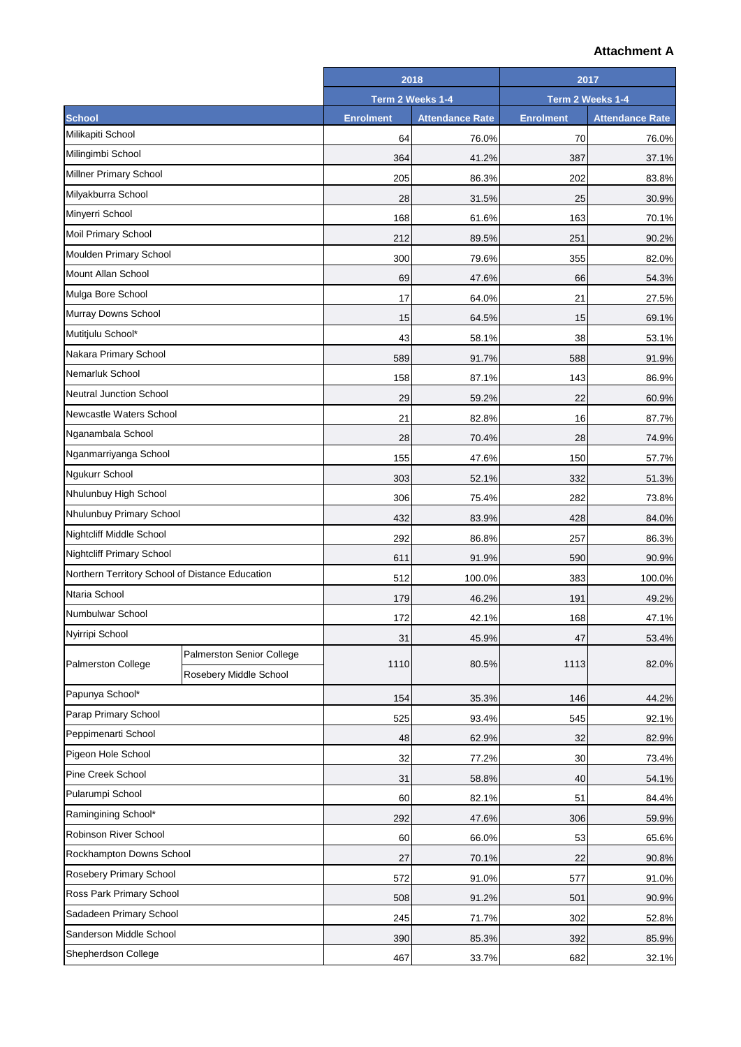**Attachment A**

| School | | 2018 | | 2017 | |
|---|---|---|---|---|---|
| | | Term 2 Weeks 1-4 | | Term 2 Weeks 1-4 | |
| | | Enrolment | Attendance Rate | Enrolment | Attendance Rate |
| Milikapiti School | | 64 | 76.0% | 70 | 76.0% |
| Milingimbi School | | 364 | 41.2% | 387 | 37.1% |
| Millner Primary School | | 205 | 86.3% | 202 | 83.8% |
| Milyakburra School | | 28 | 31.5% | 25 | 30.9% |
| Minyerri School | | 168 | 61.6% | 163 | 70.1% |
| Moil Primary School | | 212 | 89.5% | 251 | 90.2% |
| Moulden Primary School | | 300 | 79.6% | 355 | 82.0% |
| Mount Allan School | | 69 | 47.6% | 66 | 54.3% |
| Mulga Bore School | | 17 | 64.0% | 21 | 27.5% |
| Murray Downs School | | 15 | 64.5% | 15 | 69.1% |
| Mutitjulu School* | | 43 | 58.1% | 38 | 53.1% |
| Nakara Primary School | | 589 | 91.7% | 588 | 91.9% |
| Nemarluk School | | 158 | 87.1% | 143 | 86.9% |
| Neutral Junction School | | 29 | 59.2% | 22 | 60.9% |
| Newcastle Waters School | | 21 | 82.8% | 16 | 87.7% |
| Nganambala School | | 28 | 70.4% | 28 | 74.9% |
| Nganmarriyanga School | | 155 | 47.6% | 150 | 57.7% |
| Ngukurr School | | 303 | 52.1% | 332 | 51.3% |
| Nhulunbuy High School | | 306 | 75.4% | 282 | 73.8% |
| Nhulunbuy Primary School | | 432 | 83.9% | 428 | 84.0% |
| Nightcliff Middle School | | 292 | 86.8% | 257 | 86.3% |
| Nightcliff Primary School | | 611 | 91.9% | 590 | 90.9% |
| Northern Territory School of Distance Education | | 512 | 100.0% | 383 | 100.0% |
| Ntaria School | | 179 | 46.2% | 191 | 49.2% |
| Numbulwar School | | 172 | 42.1% | 168 | 47.1% |
| Nyirripi School | | 31 | 45.9% | 47 | 53.4% |
| Palmerston College | Palmerston Senior College | 1110 | 80.5% | 1113 | 82.0% |
| | Rosebery Middle School | | | | |
| Papunya School* | | 154 | 35.3% | 146 | 44.2% |
| Parap Primary School | | 525 | 93.4% | 545 | 92.1% |
| Peppimenarti School | | 48 | 62.9% | 32 | 82.9% |
| Pigeon Hole School | | 32 | 77.2% | 30 | 73.4% |
| Pine Creek School | | 31 | 58.8% | 40 | 54.1% |
| Pularumpi School | | 60 | 82.1% | 51 | 84.4% |
| Ramingining School* | | 292 | 47.6% | 306 | 59.9% |
| Robinson River School | | 60 | 66.0% | 53 | 65.6% |
| Rockhampton Downs School | | 27 | 70.1% | 22 | 90.8% |
| Rosebery Primary School | | 572 | 91.0% | 577 | 91.0% |
| Ross Park Primary School | | 508 | 91.2% | 501 | 90.9% |
| Sadadeen Primary School | | 245 | 71.7% | 302 | 52.8% |
| Sanderson Middle School | | 390 | 85.3% | 392 | 85.9% |
| Shepherdson College | | 467 | 33.7% | 682 | 32.1% |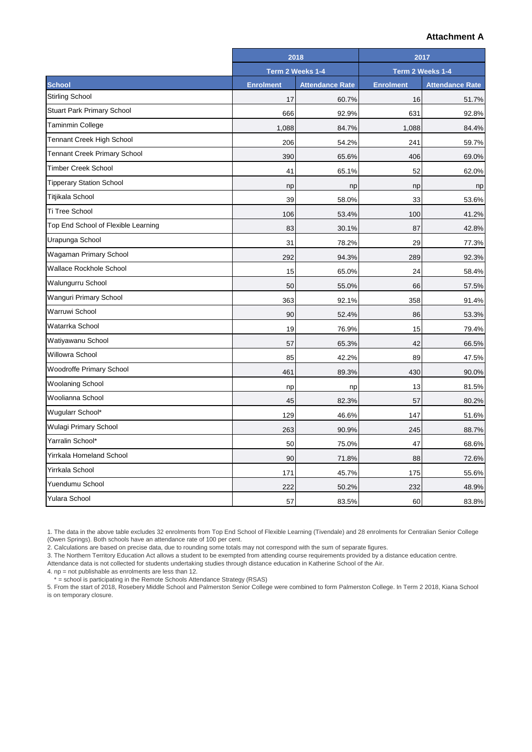**Attachment A**

| | 2018 | | 2017 | |
|---|---|---|---|---|
| | Term 2 Weeks 1-4 | | Term 2 Weeks 1-4 | |
| **School** | **Enrolment** | **Attendance Rate** | **Enrolment** | **Attendance Rate** |
| Stirling School | 17 | 60.7% | 16 | 51.7% |
| Stuart Park Primary School | 666 | 92.9% | 631 | 92.8% |
| Taminmin College | 1,088 | 84.7% | 1,088 | 84.4% |
| Tennant Creek High School | 206 | 54.2% | 241 | 59.7% |
| Tennant Creek Primary School | 390 | 65.6% | 406 | 69.0% |
| Timber Creek School | 41 | 65.1% | 52 | 62.0% |
| Tipperary Station School | np | np | np | np |
| Titjikala School | 39 | 58.0% | 33 | 53.6% |
| Ti Tree School | 106 | 53.4% | 100 | 41.2% |
| Top End School of Flexible Learning | 83 | 30.1% | 87 | 42.8% |
| Urapunga School | 31 | 78.2% | 29 | 77.3% |
| Wagaman Primary School | 292 | 94.3% | 289 | 92.3% |
| Wallace Rockhole School | 15 | 65.0% | 24 | 58.4% |
| Walungurru School | 50 | 55.0% | 66 | 57.5% |
| Wanguri Primary School | 363 | 92.1% | 358 | 91.4% |
| Warruwi School | 90 | 52.4% | 86 | 53.3% |
| Watarrka School | 19 | 76.9% | 15 | 79.4% |
| Watiyawanu School | 57 | 65.3% | 42 | 66.5% |
| Willowra School | 85 | 42.2% | 89 | 47.5% |
| Woodroffe Primary School | 461 | 89.3% | 430 | 90.0% |
| Woolaning School | np | np | 13 | 81.5% |
| Woolianna School | 45 | 82.3% | 57 | 80.2% |
| Wugularr School* | 129 | 46.6% | 147 | 51.6% |
| Wulagi Primary School | 263 | 90.9% | 245 | 88.7% |
| Yarralin School* | 50 | 75.0% | 47 | 68.6% |
| Yirrkala Homeland School | 90 | 71.8% | 88 | 72.6% |
| Yirrkala School | 171 | 45.7% | 175 | 55.6% |
| Yuendumu School | 222 | 50.2% | 232 | 48.9% |
| Yulara School | 57 | 83.5% | 60 | 83.8% |

1. The data in the above table excludes 32 enrolments from Top End School of Flexible Learning (Tivendale) and 28 enrolments for Centralian Senior College (Owen Springs). Both schools have an attendance rate of 100 per cent.

2. Calculations are based on precise data, due to rounding some totals may not correspond with the sum of separate figures.

3. The Northern Territory Education Act allows a student to be exempted from attending course requirements provided by a distance education centre. Attendance data is not collected for students undertaking studies through distance education in Katherine School of the Air.

4. np = not publishable as enrolments are less than 12.

\* = school is participating in the Remote Schools Attendance Strategy (RSAS)

5. From the start of 2018, Rosebery Middle School and Palmerston Senior College were combined to form Palmerston College. In Term 2 2018, Kiana School is on temporary closure.